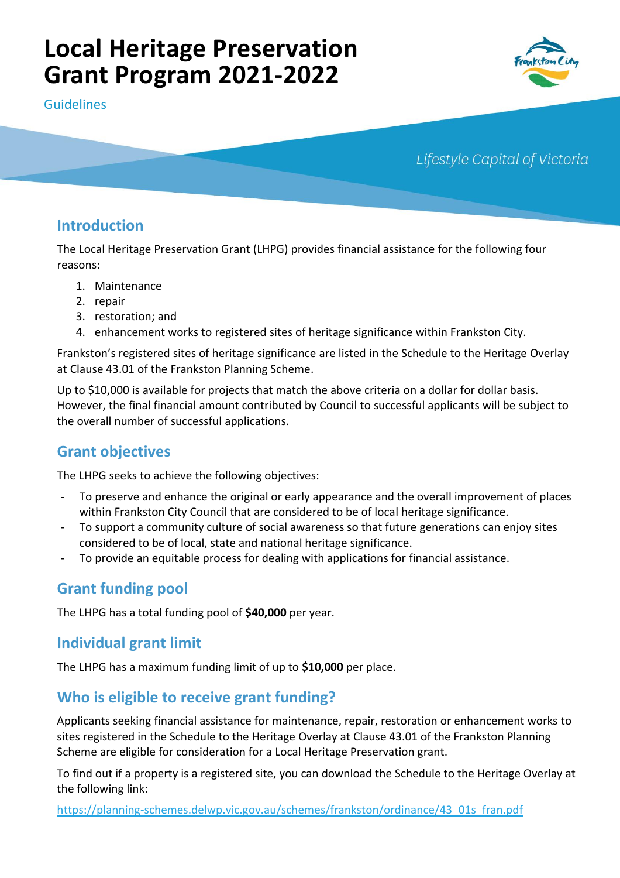# Local Heritage Preservation Grant Program 2021-2022

Guidelines

*Lifestyle Capital of Victoria*

## Introduction

The Local Heritage Preservation Grant (LHPG) provides financial assistance for the following four reasons:

1. Maintenance
2. repair
3. restoration; and
4. enhancement works to registered sites of heritage significance within Frankston City.

Frankston's registered sites of heritage significance are listed in the Schedule to the Heritage Overlay at Clause 43.01 of the Frankston Planning Scheme.

Up to $10,000 is available for projects that match the above criteria on a dollar for dollar basis. However, the final financial amount contributed by Council to successful applicants will be subject to the overall number of successful applications.

## Grant objectives

The LHPG seeks to achieve the following objectives:

- To preserve and enhance the original or early appearance and the overall improvement of places within Frankston City Council that are considered to be of local heritage significance.
- To support a community culture of social awareness so that future generations can enjoy sites considered to be of local, state and national heritage significance.
- To provide an equitable process for dealing with applications for financial assistance.

## Grant funding pool

The LHPG has a total funding pool of **$40,000** per year.

## Individual grant limit

The LHPG has a maximum funding limit of up to **$10,000** per place.

## Who is eligible to receive grant funding?

Applicants seeking financial assistance for maintenance, repair, restoration or enhancement works to sites registered in the Schedule to the Heritage Overlay at Clause 43.01 of the Frankston Planning Scheme are eligible for consideration for a Local Heritage Preservation grant.

To find out if a property is a registered site, you can download the Schedule to the Heritage Overlay at the following link:

https://planning-schemes.delwp.vic.gov.au/schemes/frankston/ordinance/43_01s_fran.pdf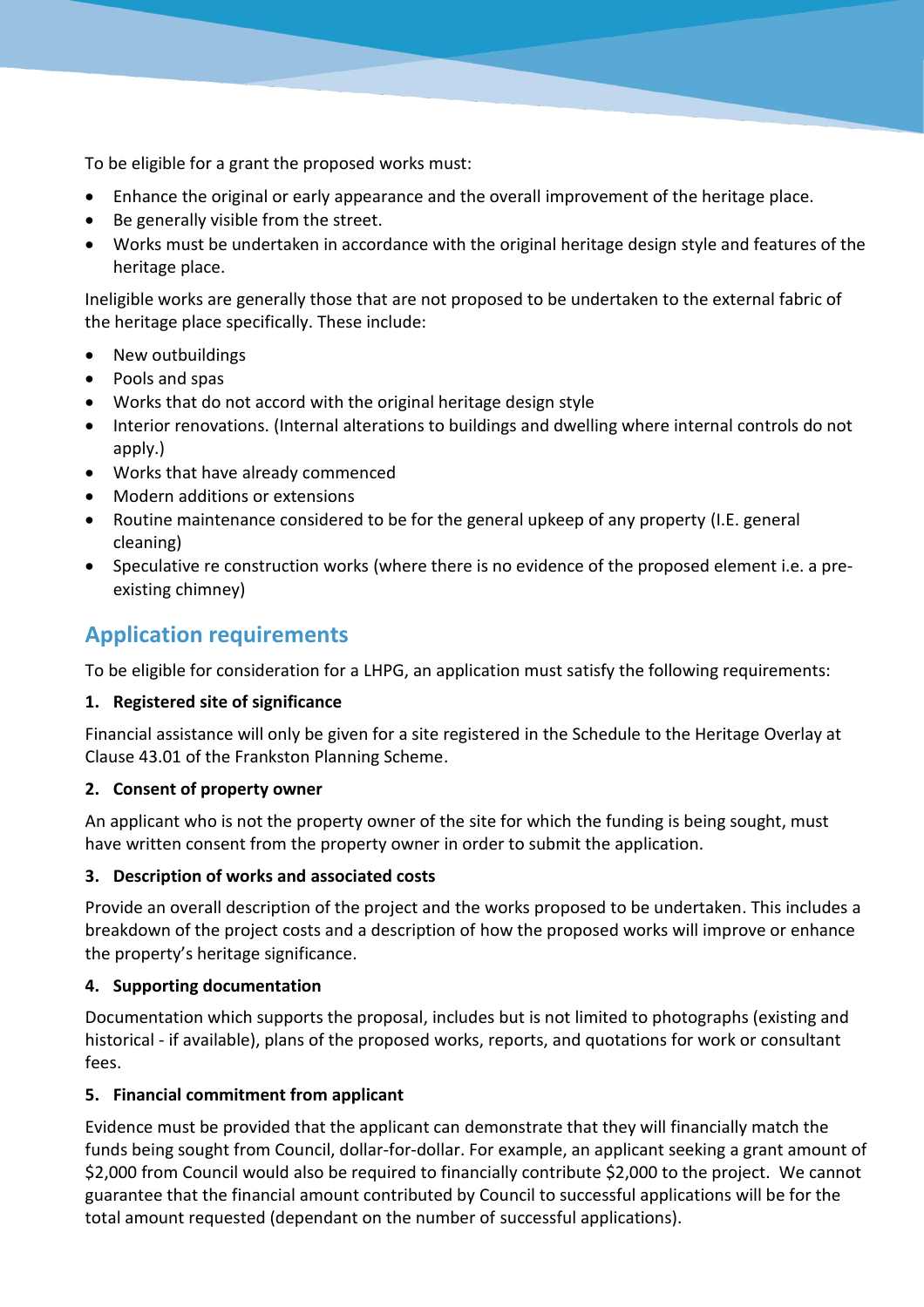To be eligible for a grant the proposed works must:

- Enhance the original or early appearance and the overall improvement of the heritage place.
- Be generally visible from the street.
- Works must be undertaken in accordance with the original heritage design style and features of the heritage place.

Ineligible works are generally those that are not proposed to be undertaken to the external fabric of the heritage place specifically. These include:

- New outbuildings
- Pools and spas
- Works that do not accord with the original heritage design style
- Interior renovations. (Internal alterations to buildings and dwelling where internal controls do not apply.)
- Works that have already commenced
- Modern additions or extensions
- Routine maintenance considered to be for the general upkeep of any property (I.E. general cleaning)
- Speculative re construction works (where there is no evidence of the proposed element i.e. a pre-existing chimney)

## Application requirements

To be eligible for consideration for a LHPG, an application must satisfy the following requirements:

**1. Registered site of significance**

Financial assistance will only be given for a site registered in the Schedule to the Heritage Overlay at Clause 43.01 of the Frankston Planning Scheme.

**2. Consent of property owner**

An applicant who is not the property owner of the site for which the funding is being sought, must have written consent from the property owner in order to submit the application.

**3. Description of works and associated costs**

Provide an overall description of the project and the works proposed to be undertaken. This includes a breakdown of the project costs and a description of how the proposed works will improve or enhance the property's heritage significance.

**4. Supporting documentation**

Documentation which supports the proposal, includes but is not limited to photographs (existing and historical - if available), plans of the proposed works, reports, and quotations for work or consultant fees.

**5. Financial commitment from applicant**

Evidence must be provided that the applicant can demonstrate that they will financially match the funds being sought from Council, dollar-for-dollar. For example, an applicant seeking a grant amount of $2,000 from Council would also be required to financially contribute $2,000 to the project. We cannot guarantee that the financial amount contributed by Council to successful applications will be for the total amount requested (dependant on the number of successful applications).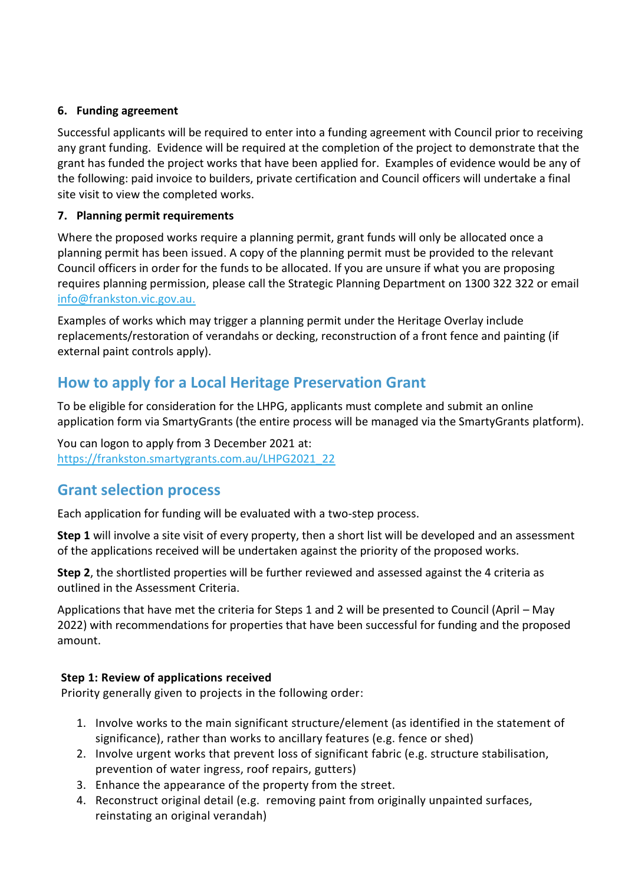**6. Funding agreement**

Successful applicants will be required to enter into a funding agreement with Council prior to receiving any grant funding. Evidence will be required at the completion of the project to demonstrate that the grant has funded the project works that have been applied for. Examples of evidence would be any of the following: paid invoice to builders, private certification and Council officers will undertake a final site visit to view the completed works.

**7. Planning permit requirements**

Where the proposed works require a planning permit, grant funds will only be allocated once a planning permit has been issued. A copy of the planning permit must be provided to the relevant Council officers in order for the funds to be allocated. If you are unsure if what you are proposing requires planning permission, please call the Strategic Planning Department on 1300 322 322 or email info@frankston.vic.gov.au.

Examples of works which may trigger a planning permit under the Heritage Overlay include replacements/restoration of verandahs or decking, reconstruction of a front fence and painting (if external paint controls apply).

## How to apply for a Local Heritage Preservation Grant

To be eligible for consideration for the LHPG, applicants must complete and submit an online application form via SmartyGrants (the entire process will be managed via the SmartyGrants platform).

You can logon to apply from 3 December 2021 at:
https://frankston.smartygrants.com.au/LHPG2021_22

## Grant selection process

Each application for funding will be evaluated with a two-step process.

**Step 1** will involve a site visit of every property, then a short list will be developed and an assessment of the applications received will be undertaken against the priority of the proposed works.

**Step 2**, the shortlisted properties will be further reviewed and assessed against the 4 criteria as outlined in the Assessment Criteria.

Applications that have met the criteria for Steps 1 and 2 will be presented to Council (April – May 2022) with recommendations for properties that have been successful for funding and the proposed amount.

**Step 1: Review of applications received**
Priority generally given to projects in the following order:

1. Involve works to the main significant structure/element (as identified in the statement of significance), rather than works to ancillary features (e.g. fence or shed)
2. Involve urgent works that prevent loss of significant fabric (e.g. structure stabilisation, prevention of water ingress, roof repairs, gutters)
3. Enhance the appearance of the property from the street.
4. Reconstruct original detail (e.g. removing paint from originally unpainted surfaces, reinstating an original verandah)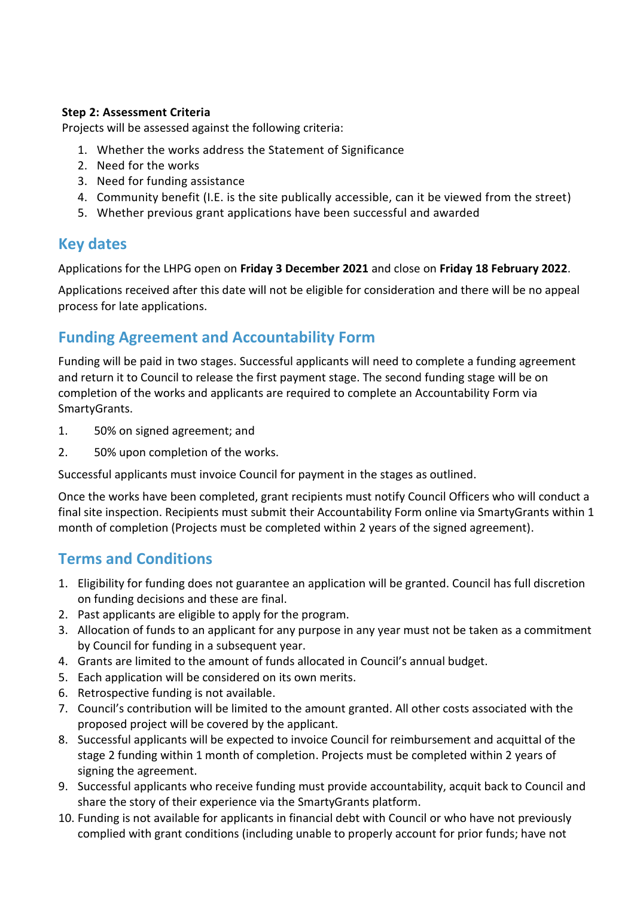**Step 2: Assessment Criteria**

Projects will be assessed against the following criteria:

1. Whether the works address the Statement of Significance
2. Need for the works
3. Need for funding assistance
4. Community benefit (I.E. is the site publically accessible, can it be viewed from the street)
5. Whether previous grant applications have been successful and awarded

## Key dates

Applications for the LHPG open on **Friday 3 December 2021** and close on **Friday 18 February 2022**.

Applications received after this date will not be eligible for consideration and there will be no appeal process for late applications.

## Funding Agreement and Accountability Form

Funding will be paid in two stages. Successful applicants will need to complete a funding agreement and return it to Council to release the first payment stage. The second funding stage will be on completion of the works and applicants are required to complete an Accountability Form via SmartyGrants.

1. 50% on signed agreement; and
2. 50% upon completion of the works.

Successful applicants must invoice Council for payment in the stages as outlined.

Once the works have been completed, grant recipients must notify Council Officers who will conduct a final site inspection. Recipients must submit their Accountability Form online via SmartyGrants within 1 month of completion (Projects must be completed within 2 years of the signed agreement).

## Terms and Conditions

1. Eligibility for funding does not guarantee an application will be granted. Council has full discretion on funding decisions and these are final.
2. Past applicants are eligible to apply for the program.
3. Allocation of funds to an applicant for any purpose in any year must not be taken as a commitment by Council for funding in a subsequent year.
4. Grants are limited to the amount of funds allocated in Council's annual budget.
5. Each application will be considered on its own merits.
6. Retrospective funding is not available.
7. Council's contribution will be limited to the amount granted. All other costs associated with the proposed project will be covered by the applicant.
8. Successful applicants will be expected to invoice Council for reimbursement and acquittal of the stage 2 funding within 1 month of completion. Projects must be completed within 2 years of signing the agreement.
9. Successful applicants who receive funding must provide accountability, acquit back to Council and share the story of their experience via the SmartyGrants platform.
10. Funding is not available for applicants in financial debt with Council or who have not previously complied with grant conditions (including unable to properly account for prior funds; have not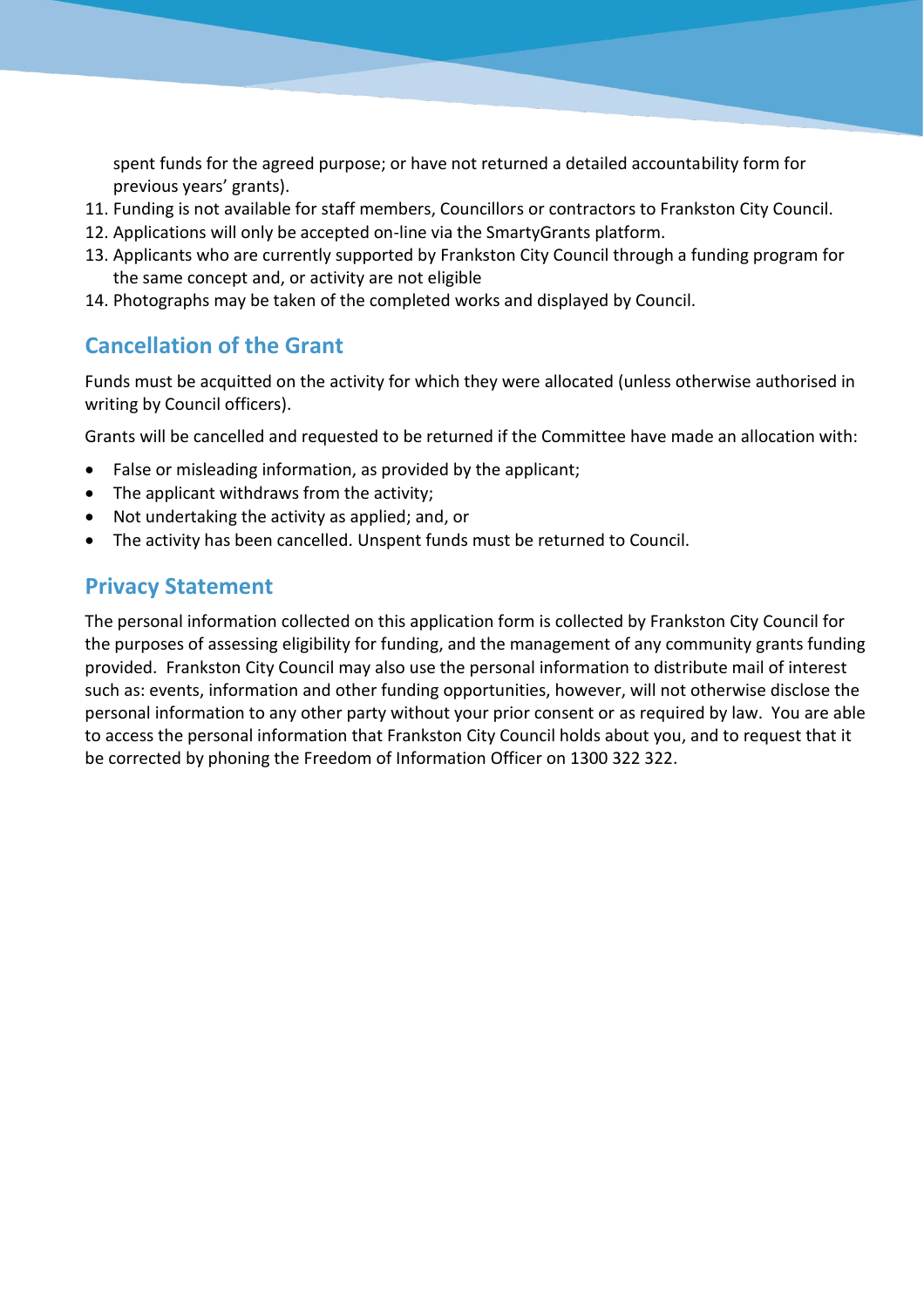spent funds for the agreed purpose; or have not returned a detailed accountability form for previous years' grants).

11. Funding is not available for staff members, Councillors or contractors to Frankston City Council.
12. Applications will only be accepted on-line via the SmartyGrants platform.
13. Applicants who are currently supported by Frankston City Council through a funding program for the same concept and, or activity are not eligible
14. Photographs may be taken of the completed works and displayed by Council.

## Cancellation of the Grant

Funds must be acquitted on the activity for which they were allocated (unless otherwise authorised in writing by Council officers).

Grants will be cancelled and requested to be returned if the Committee have made an allocation with:

- False or misleading information, as provided by the applicant;
- The applicant withdraws from the activity;
- Not undertaking the activity as applied; and, or
- The activity has been cancelled. Unspent funds must be returned to Council.

## Privacy Statement

The personal information collected on this application form is collected by Frankston City Council for the purposes of assessing eligibility for funding, and the management of any community grants funding provided. Frankston City Council may also use the personal information to distribute mail of interest such as: events, information and other funding opportunities, however, will not otherwise disclose the personal information to any other party without your prior consent or as required by law. You are able to access the personal information that Frankston City Council holds about you, and to request that it be corrected by phoning the Freedom of Information Officer on 1300 322 322.